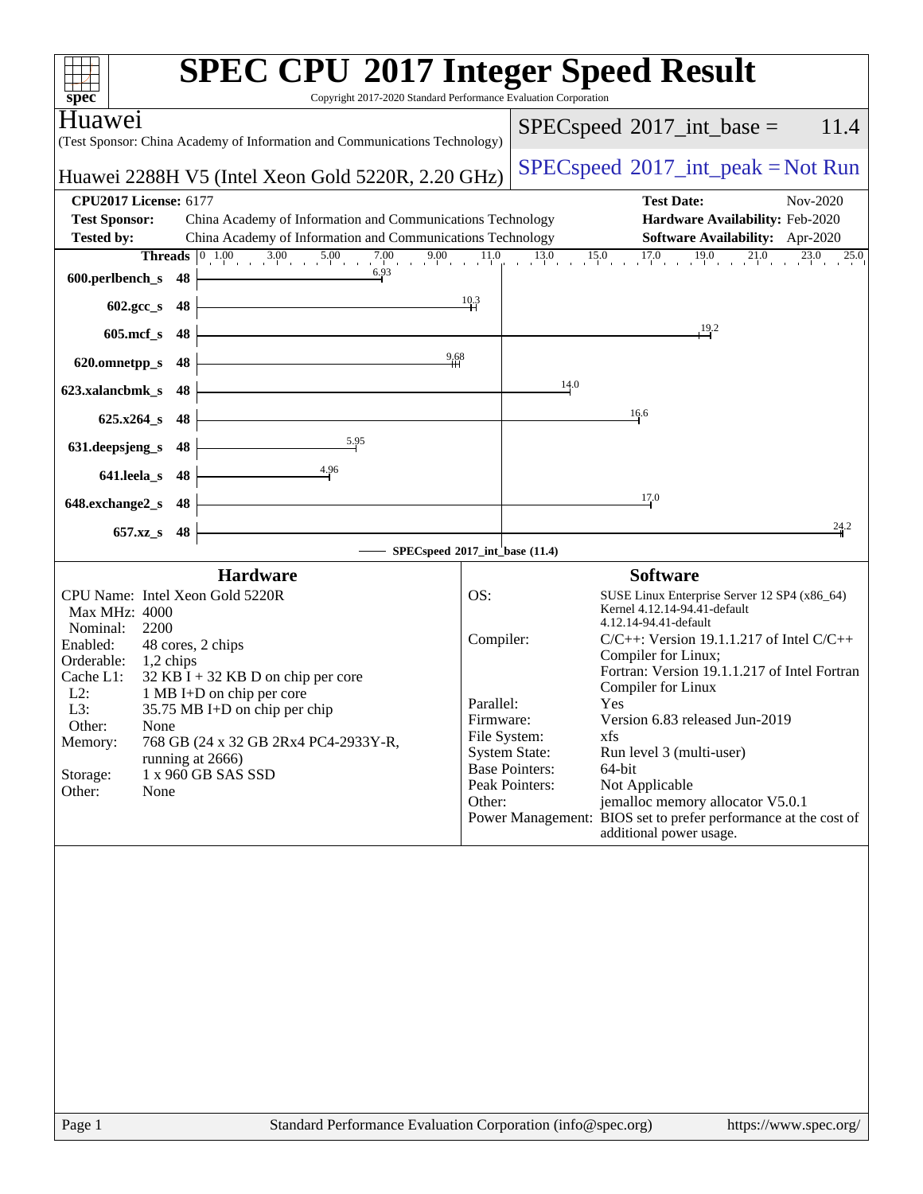# SPEC CPU 2017 Integer Speed Result

Copyright 2017-2020 Standard Performance Evaluation Corporation

**Huawei**

(Test Sponsor: China Academy of Information and Communications Technology)

**Huawei 2288H V5 (Intel Xeon Gold 5220R, 2.20 GHz)**

SPECspeed 2017_int_base = 11.4

SPECspeed 2017_int_peak = Not Run

| | | | |
|---|---|---|---|
| **CPU2017 License:** | 6177 | **Test Date:** | Nov-2020 |
| **Test Sponsor:** | China Academy of Information and Communications Technology | **Hardware Availability:** | Feb-2020 |
| **Tested by:** | China Academy of Information and Communications Technology | **Software Availability:** | Apr-2020 |

| Benchmark | Threads | Base Ratio |
|---|---|---|
| 600.perlbench_s | 48 | 6.93 |
| 602.gcc_s | 48 | 10.3 |
| 605.mcf_s | 48 | 19.2 |
| 620.omnetpp_s | 48 | 9.68 |
| 623.xalancbmk_s | 48 | 14.0 |
| 625.x264_s | 48 | 16.6 |
| 631.deepsjeng_s | 48 | 5.95 |
| 641.leela_s | 48 | 4.96 |
| 648.exchange2_s | 48 | 17.0 |
| 657.xz_s | 48 | 24.2 |

SPECspeed 2017_int_base (11.4)

## Hardware

- CPU Name: Intel Xeon Gold 5220R
- Max MHz: 4000
- Nominal: 2200
- Enabled: 48 cores, 2 chips
- Orderable: 1,2 chips
- Cache L1: 32 KB I + 32 KB D on chip per core
- L2: 1 MB I+D on chip per core
- L3: 35.75 MB I+D on chip per chip
- Other: None
- Memory: 768 GB (24 x 32 GB 2Rx4 PC4-2933Y-R, running at 2666)
- Storage: 1 x 960 GB SAS SSD
- Other: None

## Software

- OS: SUSE Linux Enterprise Server 12 SP4 (x86_64) Kernel 4.12.14-94.41-default 4.12.14-94.41-default
- Compiler: C/C++: Version 19.1.1.217 of Intel C/C++ Compiler for Linux; Fortran: Version 19.1.1.217 of Intel Fortran Compiler for Linux
- Parallel: Yes
- Firmware: Version 6.83 released Jun-2019
- File System: xfs
- System State: Run level 3 (multi-user)
- Base Pointers: 64-bit
- Peak Pointers: Not Applicable
- Other: jemalloc memory allocator V5.0.1
- Power Management: BIOS set to prefer performance at the cost of additional power usage.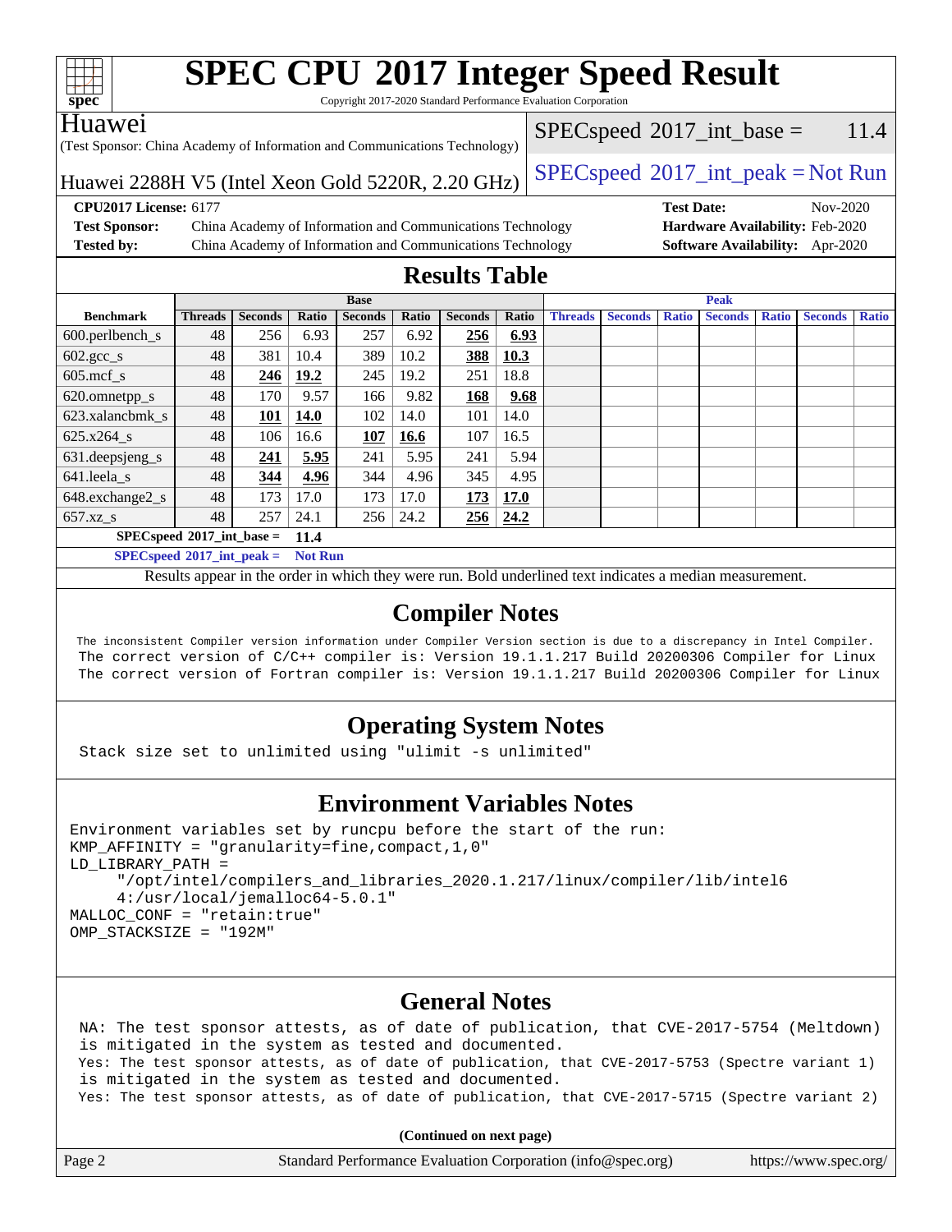# SPEC CPU 2017 Integer Speed Result

Copyright 2017-2020 Standard Performance Evaluation Corporation

**Huawei**

(Test Sponsor: China Academy of Information and Communications Technology)

Huawei 2288H V5 (Intel Xeon Gold 5220R, 2.20 GHz)

SPECspeed 2017_int_base = 11.4

SPECspeed 2017_int_peak = Not Run

**CPU2017 License:** 6177
**Test Sponsor:** China Academy of Information and Communications Technology
**Tested by:** China Academy of Information and Communications Technology
**Test Date:** Nov-2020
**Hardware Availability:** Feb-2020
**Software Availability:** Apr-2020

## Results Table

| | Base | | | | | | | Peak | | | | | | |
|---|---|---|---|---|---|---|---|---|---|---|---|---|---|---|
| **Benchmark** | **Threads** | **Seconds** | **Ratio** | **Seconds** | **Ratio** | **Seconds** | **Ratio** | **Threads** | **Seconds** | **Ratio** | **Seconds** | **Ratio** | **Seconds** | **Ratio** |
| 600.perlbench_s | 48 | 256 | 6.93 | 257 | 6.92 | **256** | **6.93** | | | | | | | |
| 602.gcc_s | 48 | 381 | 10.4 | 389 | 10.2 | **388** | **10.3** | | | | | | | |
| 605.mcf_s | 48 | **246** | **19.2** | 245 | 19.2 | 251 | 18.8 | | | | | | | |
| 620.omnetpp_s | 48 | 170 | 9.57 | 166 | 9.82 | **168** | **9.68** | | | | | | | |
| 623.xalancbmk_s | 48 | **101** | **14.0** | 102 | 14.0 | 101 | 14.0 | | | | | | | |
| 625.x264_s | 48 | 106 | 16.6 | **107** | **16.6** | 107 | 16.5 | | | | | | | |
| 631.deepsjeng_s | 48 | **241** | **5.95** | 241 | 5.95 | 241 | 5.94 | | | | | | | |
| 641.leela_s | 48 | **344** | **4.96** | 344 | 4.96 | 345 | 4.95 | | | | | | | |
| 648.exchange2_s | 48 | 173 | 17.0 | 173 | 17.0 | **173** | **17.0** | | | | | | | |
| 657.xz_s | 48 | 257 | 24.1 | 256 | 24.2 | **256** | **24.2** | | | | | | | |

**SPECspeed 2017_int_base = 11.4**

**SPECspeed 2017_int_peak = Not Run**

Results appear in the order in which they were run. Bold underlined text indicates a median measurement.

## Compiler Notes

```
The inconsistent Compiler version information under Compiler Version section is due to a discrepancy in Intel Compiler.
The correct version of C/C++ compiler is: Version 19.1.1.217 Build 20200306 Compiler for Linux
The correct version of Fortran compiler is: Version 19.1.1.217 Build 20200306 Compiler for Linux
```

## Operating System Notes

```
Stack size set to unlimited using "ulimit -s unlimited"
```

## Environment Variables Notes

```
Environment variables set by runcpu before the start of the run:
KMP_AFFINITY = "granularity=fine,compact,1,0"
LD_LIBRARY_PATH =
     "/opt/intel/compilers_and_libraries_2020.1.217/linux/compiler/lib/intel6
     4:/usr/local/jemalloc64-5.0.1"
MALLOC_CONF = "retain:true"
OMP_STACKSIZE = "192M"
```

## General Notes

```
NA: The test sponsor attests, as of date of publication, that CVE-2017-5754 (Meltdown)
is mitigated in the system as tested and documented.
Yes: The test sponsor attests, as of date of publication, that CVE-2017-5753 (Spectre variant 1)
is mitigated in the system as tested and documented.
Yes: The test sponsor attests, as of date of publication, that CVE-2017-5715 (Spectre variant 2)
```

**(Continued on next page)**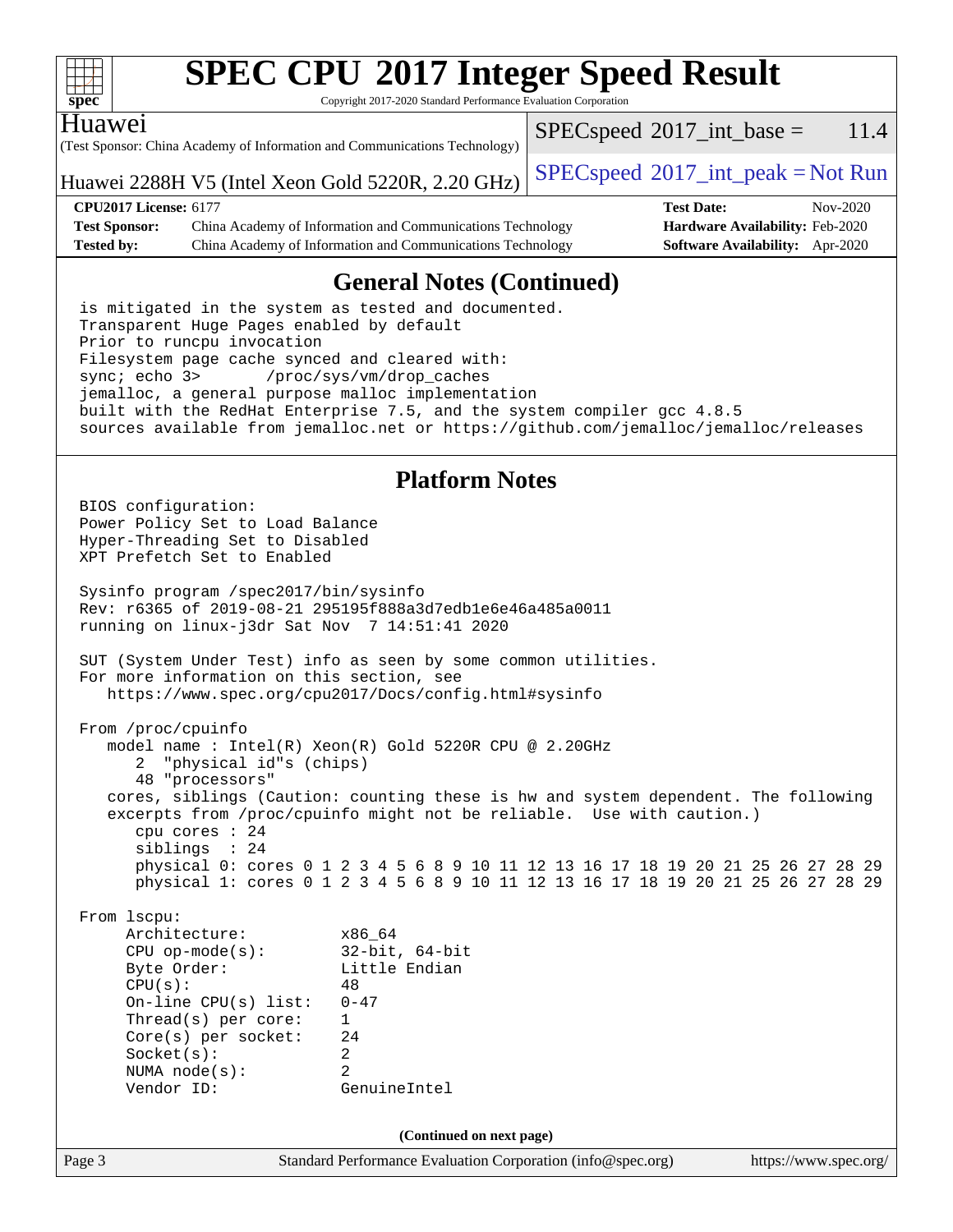# SPEC CPU 2017 Integer Speed Result

Copyright 2017-2020 Standard Performance Evaluation Corporation

**Huawei**
(Test Sponsor: China Academy of Information and Communications Technology)

Huawei 2288H V5 (Intel Xeon Gold 5220R, 2.20 GHz)

SPECspeed 2017_int_base = 11.4

SPECspeed 2017_int_peak = Not Run

| | | | |
|---|---|---|---|
| **CPU2017 License:** 6177 | | **Test Date:** | Nov-2020 |
| **Test Sponsor:** | China Academy of Information and Communications Technology | **Hardware Availability:** | Feb-2020 |
| **Tested by:** | China Academy of Information and Communications Technology | **Software Availability:** | Apr-2020 |

## General Notes (Continued)

```
is mitigated in the system as tested and documented.
Transparent Huge Pages enabled by default
Prior to runcpu invocation
Filesystem page cache synced and cleared with:
sync; echo 3>       /proc/sys/vm/drop_caches
jemalloc, a general purpose malloc implementation
built with the RedHat Enterprise 7.5, and the system compiler gcc 4.8.5
sources available from jemalloc.net or https://github.com/jemalloc/jemalloc/releases
```

## Platform Notes

```
BIOS configuration:
Power Policy Set to Load Balance
Hyper-Threading Set to Disabled
XPT Prefetch Set to Enabled

Sysinfo program /spec2017/bin/sysinfo
Rev: r6365 of 2019-08-21 295195f888a3d7edb1e6e46a485a0011
running on linux-j3dr Sat Nov  7 14:51:41 2020

SUT (System Under Test) info as seen by some common utilities.
For more information on this section, see
   https://www.spec.org/cpu2017/Docs/config.html#sysinfo

From /proc/cpuinfo
   model name : Intel(R) Xeon(R) Gold 5220R CPU @ 2.20GHz
      2  "physical id"s (chips)
      48 "processors"
   cores, siblings (Caution: counting these is hw and system dependent. The following
   excerpts from /proc/cpuinfo might not be reliable.  Use with caution.)
      cpu cores : 24
      siblings  : 24
      physical 0: cores 0 1 2 3 4 5 6 8 9 10 11 12 13 16 17 18 19 20 21 25 26 27 28 29
      physical 1: cores 0 1 2 3 4 5 6 8 9 10 11 12 13 16 17 18 19 20 21 25 26 27 28 29

From lscpu:
     Architecture:          x86_64
     CPU op-mode(s):        32-bit, 64-bit
     Byte Order:            Little Endian
     CPU(s):                48
     On-line CPU(s) list:   0-47
     Thread(s) per core:    1
     Core(s) per socket:    24
     Socket(s):             2
     NUMA node(s):          2
     Vendor ID:             GenuineIntel
```

(Continued on next page)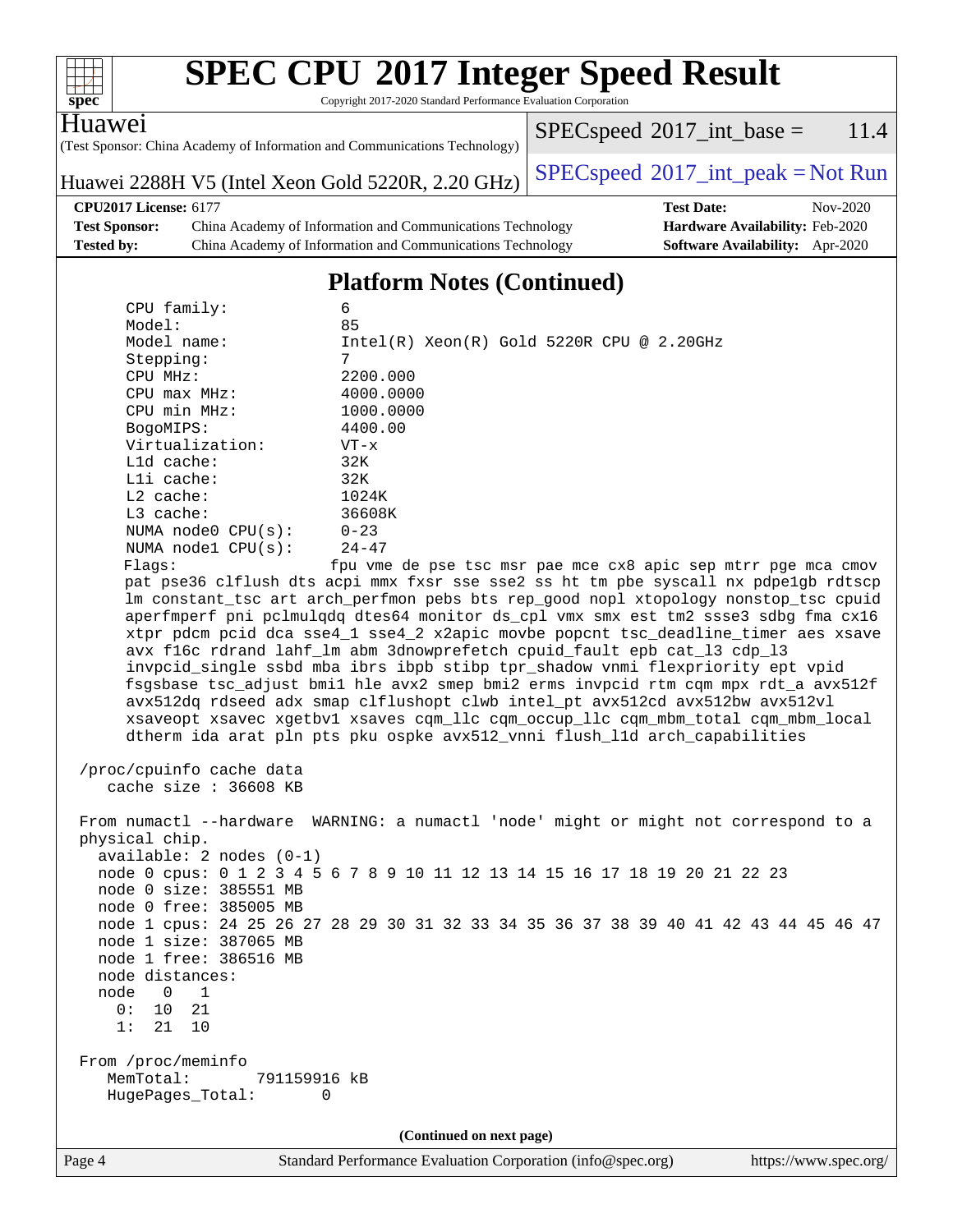# SPEC CPU 2017 Integer Speed Result

Copyright 2017-2020 Standard Performance Evaluation Corporation

**Huawei**

(Test Sponsor: China Academy of Information and Communications Technology)

Huawei 2288H V5 (Intel Xeon Gold 5220R, 2.20 GHz)

SPECspeed 2017_int_base = 11.4

SPECspeed 2017_int_peak = Not Run

**CPU2017 License:** 6177
**Test Sponsor:** China Academy of Information and Communications Technology
**Tested by:** China Academy of Information and Communications Technology
**Test Date:** Nov-2020
**Hardware Availability:** Feb-2020
**Software Availability:** Apr-2020

## Platform Notes (Continued)

```
    CPU family:          6
    Model:               85
    Model name:          Intel(R) Xeon(R) Gold 5220R CPU @ 2.20GHz
    Stepping:            7
    CPU MHz:             2200.000
    CPU max MHz:         4000.0000
    CPU min MHz:         1000.0000
    BogoMIPS:            4400.00
    Virtualization:      VT-x
    L1d cache:           32K
    L1i cache:           32K
    L2 cache:            1024K
    L3 cache:            36608K
    NUMA node0 CPU(s):   0-23
    NUMA node1 CPU(s):   24-47
    Flags:               fpu vme de pse tsc msr pae mce cx8 apic sep mtrr pge mca cmov
    pat pse36 clflush dts acpi mmx fxsr sse sse2 ss ht tm pbe syscall nx pdpe1gb rdtscp
    lm constant_tsc art arch_perfmon pebs bts rep_good nopl xtopology nonstop_tsc cpuid
    aperfmperf pni pclmulqdq dtes64 monitor ds_cpl vmx smx est tm2 ssse3 sdbg fma cx16
    xtpr pdcm pcid dca sse4_1 sse4_2 x2apic movbe popcnt tsc_deadline_timer aes xsave
    avx f16c rdrand lahf_lm abm 3dnowprefetch cpuid_fault epb cat_l3 cdp_l3
    invpcid_single ssbd mba ibrs ibpb stibp tpr_shadow vnmi flexpriority ept vpid
    fsgsbase tsc_adjust bmi1 hle avx2 smep bmi2 erms invpcid rtm cqm mpx rdt_a avx512f
    avx512dq rdseed adx smap clflushopt clwb intel_pt avx512cd avx512bw avx512vl
    xsaveopt xsavec xgetbv1 xsaves cqm_llc cqm_occup_llc cqm_mbm_total cqm_mbm_local
    dtherm ida arat pln pts pku ospke avx512_vnni flush_l1d arch_capabilities

 /proc/cpuinfo cache data
    cache size : 36608 KB

 From numactl --hardware  WARNING: a numactl 'node' might or might not correspond to a
 physical chip.
   available: 2 nodes (0-1)
   node 0 cpus: 0 1 2 3 4 5 6 7 8 9 10 11 12 13 14 15 16 17 18 19 20 21 22 23
   node 0 size: 385551 MB
   node 0 free: 385005 MB
   node 1 cpus: 24 25 26 27 28 29 30 31 32 33 34 35 36 37 38 39 40 41 42 43 44 45 46 47
   node 1 size: 387065 MB
   node 1 free: 386516 MB
   node distances:
   node   0   1
     0:  10  21
     1:  21  10

 From /proc/meminfo
    MemTotal:       791159916 kB
    HugePages_Total:       0
```

(Continued on next page)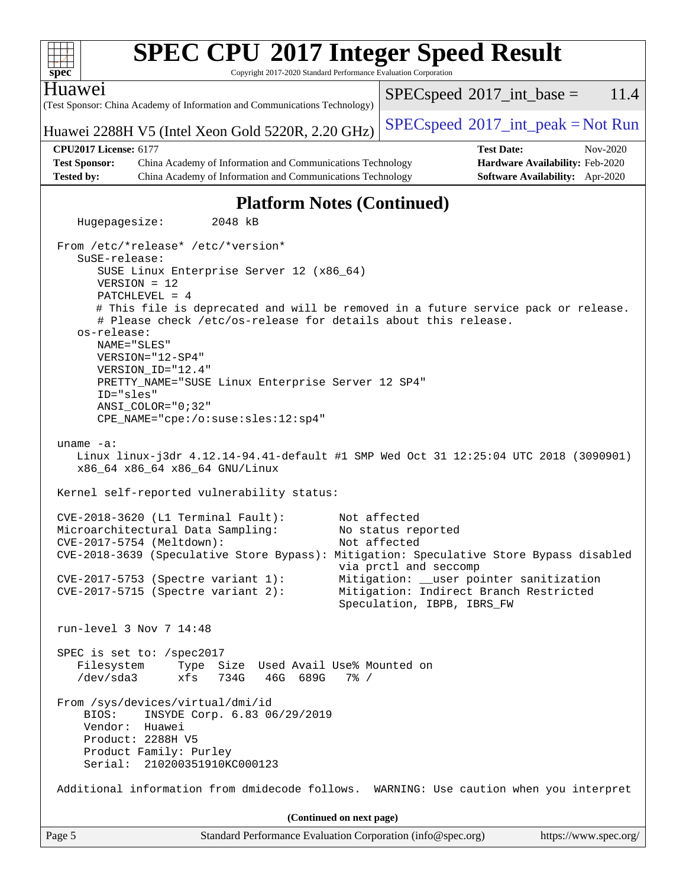## Platform Notes (Continued)

```
   Hugepagesize:        2048 kB

 From /etc/*release* /etc/*version*
    SuSE-release:
       SUSE Linux Enterprise Server 12 (x86_64)
       VERSION = 12
       PATCHLEVEL = 4
       # This file is deprecated and will be removed in a future service pack or release.
       # Please check /etc/os-release for details about this release.
    os-release:
       NAME="SLES"
       VERSION="12-SP4"
       VERSION_ID="12.4"
       PRETTY_NAME="SUSE Linux Enterprise Server 12 SP4"
       ID="sles"
       ANSI_COLOR="0;32"
       CPE_NAME="cpe:/o:suse:sles:12:sp4"

 uname -a:
    Linux linux-j3dr 4.12.14-94.41-default #1 SMP Wed Oct 31 12:25:04 UTC 2018 (3090901)
    x86_64 x86_64 x86_64 GNU/Linux

 Kernel self-reported vulnerability status:

 CVE-2018-3620 (L1 Terminal Fault):        Not affected
 Microarchitectural Data Sampling:         No status reported
 CVE-2017-5754 (Meltdown):                 Not affected
 CVE-2018-3639 (Speculative Store Bypass): Mitigation: Speculative Store Bypass disabled
                                           via prctl and seccomp
 CVE-2017-5753 (Spectre variant 1):        Mitigation: __user pointer sanitization
 CVE-2017-5715 (Spectre variant 2):        Mitigation: Indirect Branch Restricted
                                           Speculation, IBPB, IBRS_FW

 run-level 3 Nov 7 14:48

 SPEC is set to: /spec2017
    Filesystem     Type  Size  Used Avail Use% Mounted on
    /dev/sda3      xfs   734G   46G  689G   7% /

 From /sys/devices/virtual/dmi/id
     BIOS:    INSYDE Corp. 6.83 06/29/2019
     Vendor:  Huawei
     Product: 2288H V5
     Product Family: Purley
     Serial:  210200351910KC000123

 Additional information from dmidecode follows.  WARNING: Use caution when you interpret
```

(Continued on next page)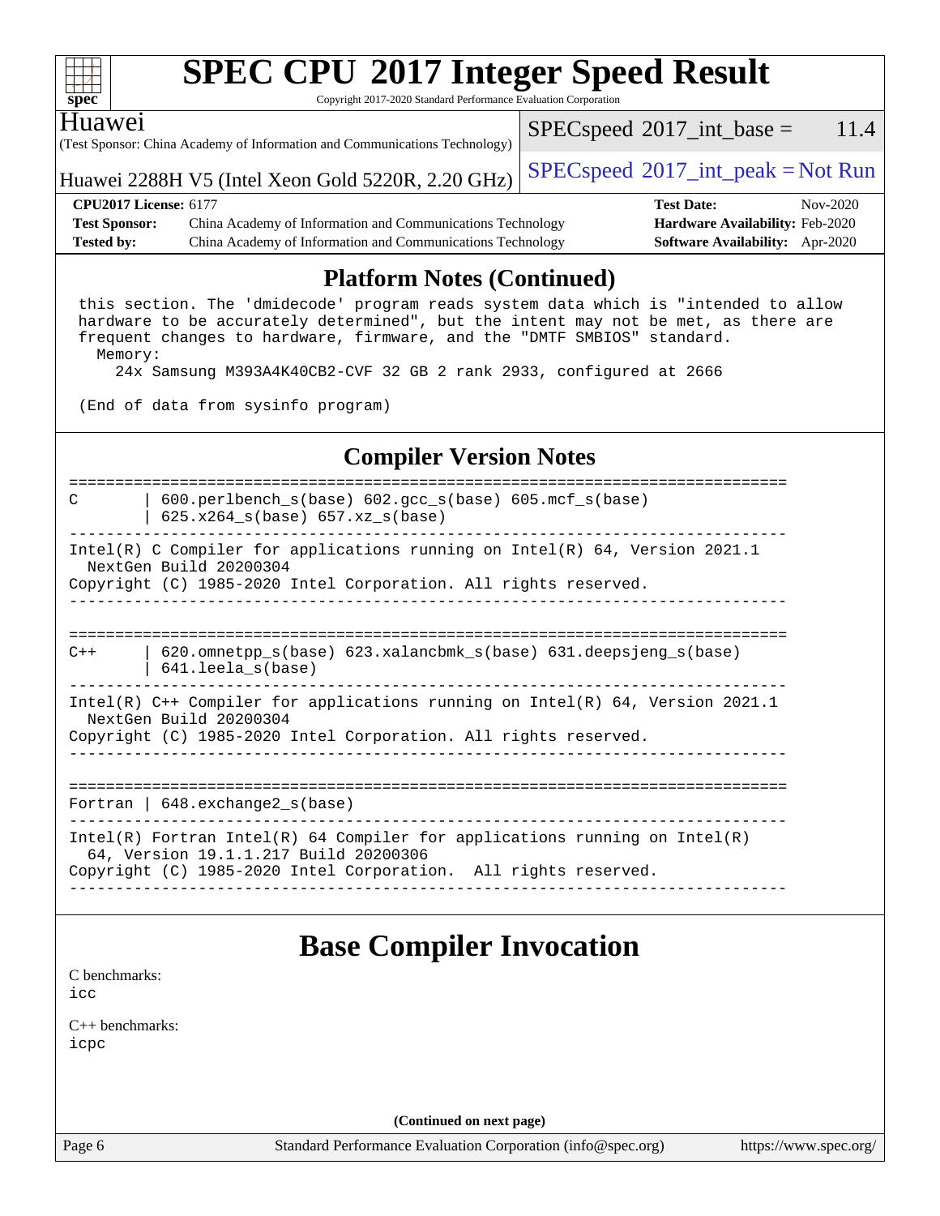## Platform Notes (Continued)

```
 this section. The 'dmidecode' program reads system data which is "intended to allow
 hardware to be accurately determined", but the intent may not be met, as there are
 frequent changes to hardware, firmware, and the "DMTF SMBIOS" standard.
   Memory:
     24x Samsung M393A4K40CB2-CVF 32 GB 2 rank 2933, configured at 2666

 (End of data from sysinfo program)
```

## Compiler Version Notes

```
==============================================================================
C       | 600.perlbench_s(base) 602.gcc_s(base) 605.mcf_s(base)
        | 625.x264_s(base) 657.xz_s(base)
------------------------------------------------------------------------------
Intel(R) C Compiler for applications running on Intel(R) 64, Version 2021.1
  NextGen Build 20200304
Copyright (C) 1985-2020 Intel Corporation. All rights reserved.
------------------------------------------------------------------------------

==============================================================================
C++     | 620.omnetpp_s(base) 623.xalancbmk_s(base) 631.deepsjeng_s(base)
        | 641.leela_s(base)
------------------------------------------------------------------------------
Intel(R) C++ Compiler for applications running on Intel(R) 64, Version 2021.1
  NextGen Build 20200304
Copyright (C) 1985-2020 Intel Corporation. All rights reserved.
------------------------------------------------------------------------------

==============================================================================
Fortran | 648.exchange2_s(base)
------------------------------------------------------------------------------
Intel(R) Fortran Intel(R) 64 Compiler for applications running on Intel(R)
  64, Version 19.1.1.217 Build 20200306
Copyright (C) 1985-2020 Intel Corporation.  All rights reserved.
------------------------------------------------------------------------------
```

# Base Compiler Invocation

C benchmarks:
icc

C++ benchmarks:
icpc

**(Continued on next page)**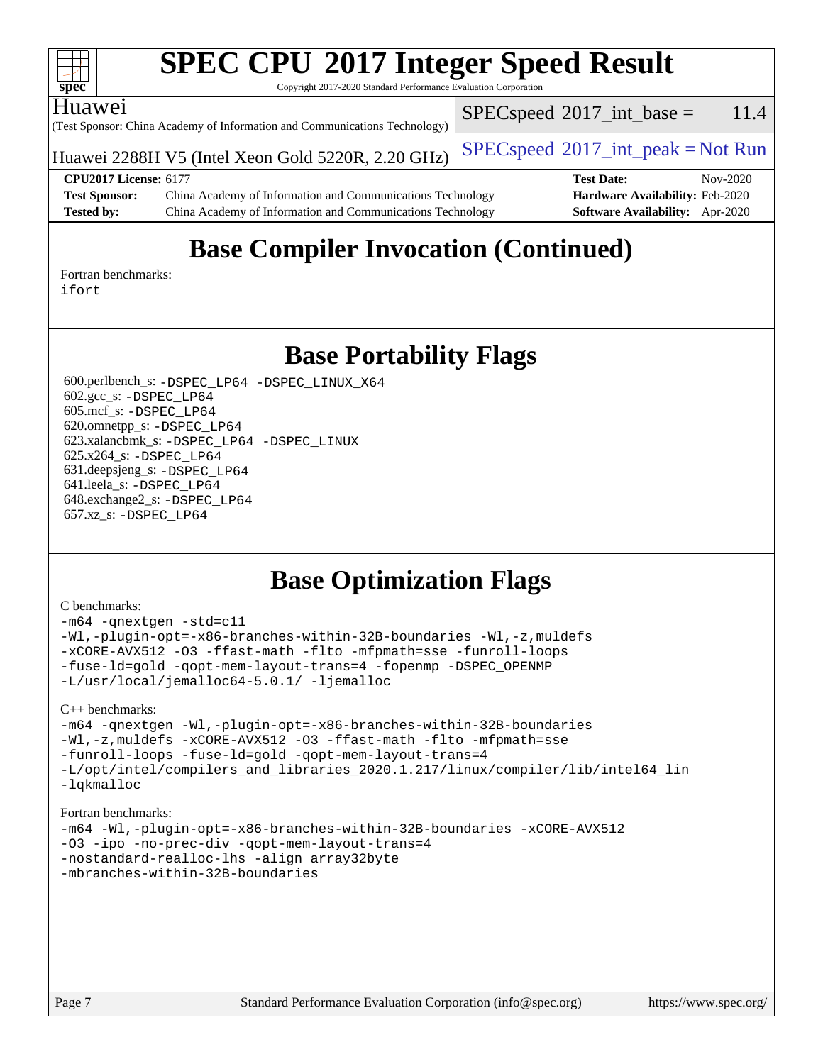# Base Compiler Invocation (Continued)

Fortran benchmarks:
ifort

# Base Portability Flags

600.perlbench_s: -DSPEC_LP64 -DSPEC_LINUX_X64
602.gcc_s: -DSPEC_LP64
605.mcf_s: -DSPEC_LP64
620.omnetpp_s: -DSPEC_LP64
623.xalancbmk_s: -DSPEC_LP64 -DSPEC_LINUX
625.x264_s: -DSPEC_LP64
631.deepsjeng_s: -DSPEC_LP64
641.leela_s: -DSPEC_LP64
648.exchange2_s: -DSPEC_LP64
657.xz_s: -DSPEC_LP64

# Base Optimization Flags

C benchmarks:

```
-m64 -qnextgen -std=c11
-Wl,-plugin-opt=-x86-branches-within-32B-boundaries -Wl,-z,muldefs
-xCORE-AVX512 -O3 -ffast-math -flto -mfpmath=sse -funroll-loops
-fuse-ld=gold -qopt-mem-layout-trans=4 -fopenmp -DSPEC_OPENMP
-L/usr/local/jemalloc64-5.0.1/ -ljemalloc
```

C++ benchmarks:

```
-m64 -qnextgen -Wl,-plugin-opt=-x86-branches-within-32B-boundaries
-Wl,-z,muldefs -xCORE-AVX512 -O3 -ffast-math -flto -mfpmath=sse
-funroll-loops -fuse-ld=gold -qopt-mem-layout-trans=4
-L/opt/intel/compilers_and_libraries_2020.1.217/linux/compiler/lib/intel64_lin
-lqkmalloc
```

Fortran benchmarks:

```
-m64 -Wl,-plugin-opt=-x86-branches-within-32B-boundaries -xCORE-AVX512
-O3 -ipo -no-prec-div -qopt-mem-layout-trans=4
-nostandard-realloc-lhs -align array32byte
-mbranches-within-32B-boundaries
```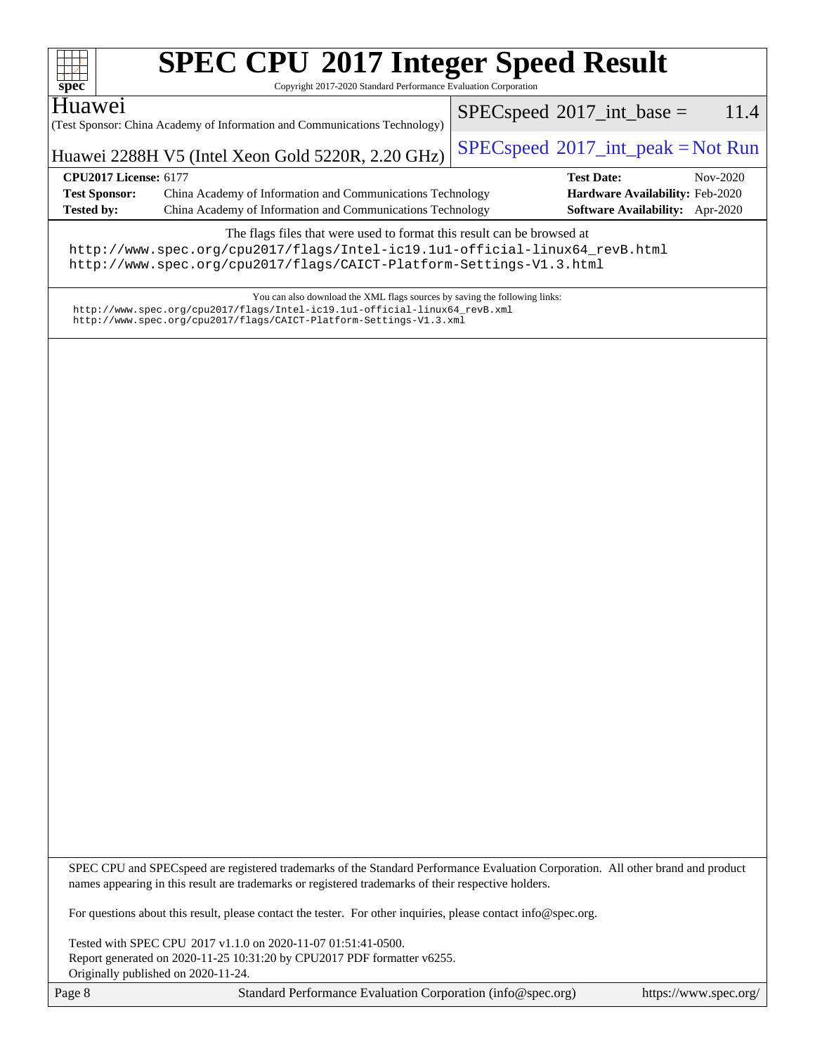# SPEC CPU 2017 Integer Speed Result

Copyright 2017-2020 Standard Performance Evaluation Corporation

**Huawei**

(Test Sponsor: China Academy of Information and Communications Technology)

Huawei 2288H V5 (Intel Xeon Gold 5220R, 2.20 GHz)

SPECspeed 2017_int_base = 11.4

SPECspeed 2017_int_peak = Not Run

| | | | |
|---|---|---|---|
| **CPU2017 License:** 6177 | | **Test Date:** | Nov-2020 |
| **Test Sponsor:** | China Academy of Information and Communications Technology | **Hardware Availability:** | Feb-2020 |
| **Tested by:** | China Academy of Information and Communications Technology | **Software Availability:** | Apr-2020 |

The flags files that were used to format this result can be browsed at

```
http://www.spec.org/cpu2017/flags/Intel-ic19.1u1-official-linux64_revB.html
http://www.spec.org/cpu2017/flags/CAICT-Platform-Settings-V1.3.html
```

You can also download the XML flags sources by saving the following links:

```
http://www.spec.org/cpu2017/flags/Intel-ic19.1u1-official-linux64_revB.xml
http://www.spec.org/cpu2017/flags/CAICT-Platform-Settings-V1.3.xml
```

SPEC CPU and SPECspeed are registered trademarks of the Standard Performance Evaluation Corporation. All other brand and product names appearing in this result are trademarks or registered trademarks of their respective holders.

For questions about this result, please contact the tester. For other inquiries, please contact info@spec.org.

Tested with SPEC CPU 2017 v1.1.0 on 2020-11-07 01:51:41-0500.
Report generated on 2020-11-25 10:31:20 by CPU2017 PDF formatter v6255.
Originally published on 2020-11-24.